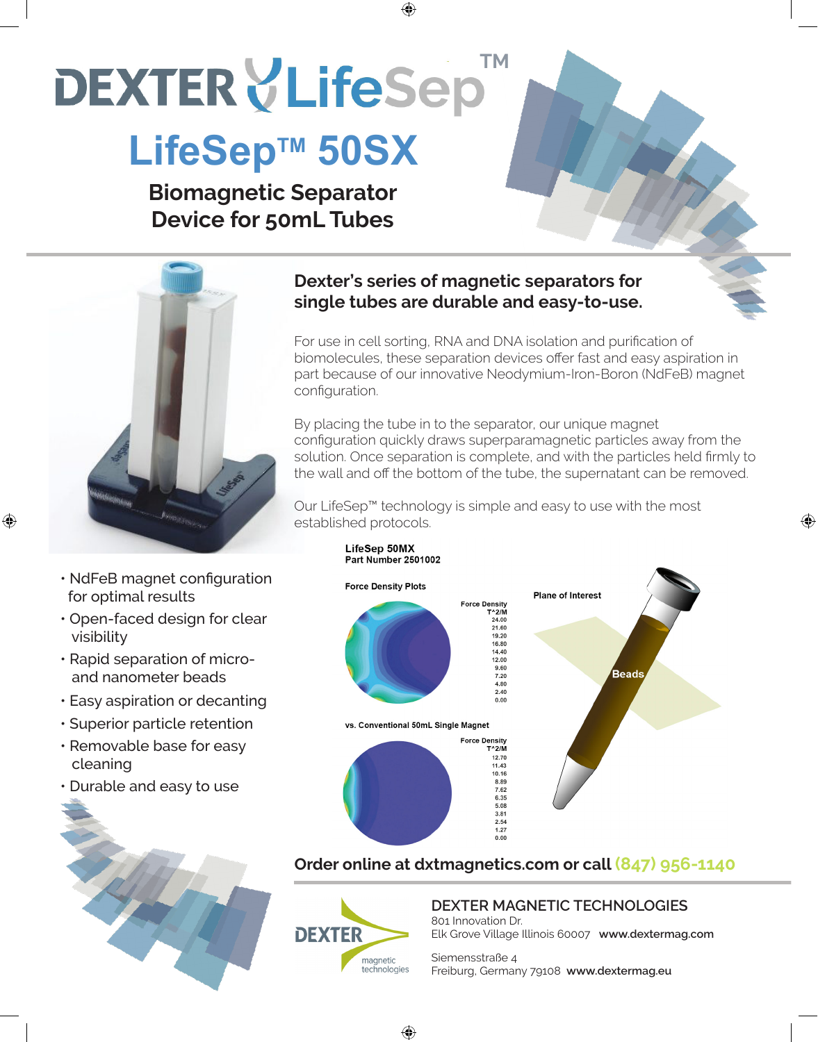# DEXTER LifeSep™

## LifeSep™ 50SX

### Biomagnetic Separator Device for 50mL Tubes

**Dexter's series of magnetic separators for single tubes are durable and easy-to-use.**

For use in cell sorting, RNA and DNA isolation and purification of biomolecules, these separation devices offer fast and easy aspiration in part because of our innovative Neodymium-Iron-Boron (NdFeB) magnet configuration.

By placing the tube in to the separator, our unique magnet configuration quickly draws superparamagnetic particles away from the solution. Once separation is complete, and with the particles held firmly to the wall and off the bottom of the tube, the supernatant can be removed.

Our LifeSep™ technology is simple and easy to use with the most established protocols.

- NdFeB magnet configuration for optimal results
- Open-faced design for clear visibility
- Rapid separation of micro- and nanometer beads
- Easy aspiration or decanting
- Superior particle retention
- Removable base for easy cleaning
- Durable and easy to use

**LifeSep 50MX**
**Part Number 2501002**

**Force Density Plots**

Force Density $T^2/M$: 24.00, 21.60, 19.20, 16.80, 14.40, 12.00, 9.60, 7.20, 4.80, 2.40, 0.00

**vs. Conventional 50mL Single Magnet**

Force Density $T^2/M$: 12.70, 11.43, 10.16, 8.89, 7.62, 6.35, 5.08, 3.81, 2.54, 1.27, 0.00

Plane of Interest

Beads

**Order online at dxtmagnetics.com or call (847) 956-1140**

DEXTER magnetic technologies

DEXTER MAGNETIC TECHNOLOGIES
801 Innovation Dr.
Elk Grove Village Illinois 60007 **www.dextermag.com**

Siemensstraße 4
Freiburg, Germany 79108 **www.dextermag.eu**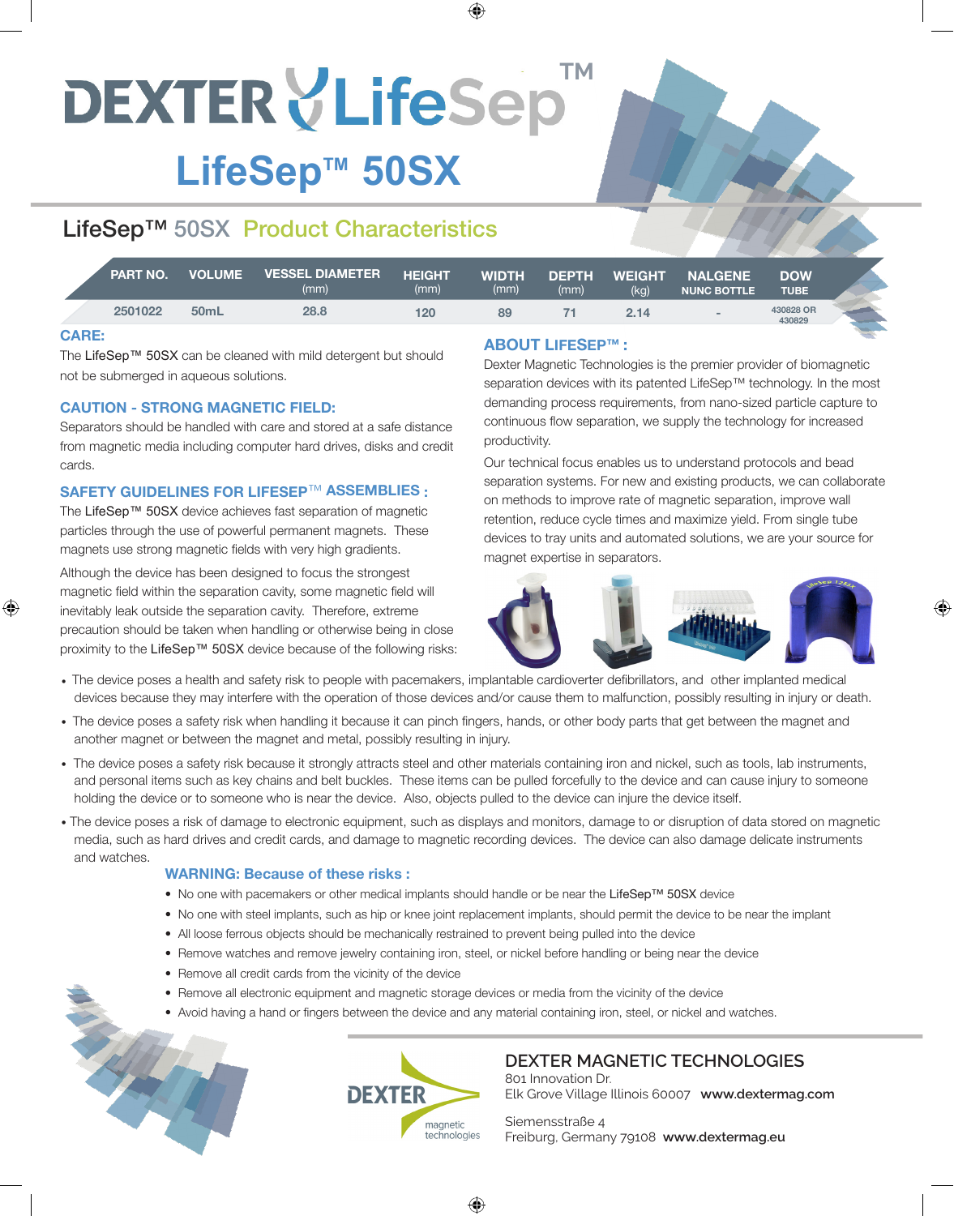# DEXTER LifeSep™

## LifeSep™ 50SX

## LifeSep™ 50SX Product Characteristics

| PART NO. | VOLUME | VESSEL DIAMETER (mm) | HEIGHT (mm) | WIDTH (mm) | DEPTH (mm) | WEIGHT (kg) | NALGENE NUNC BOTTLE | DOW TUBE |
|---|---|---|---|---|---|---|---|---|
| 2501022 | 50mL | 28.8 | 120 | 89 | 71 | 2.14 | - | 430828 OR 430829 |

### CARE:

The LifeSep™ 50SX can be cleaned with mild detergent but should not be submerged in aqueous solutions.

### CAUTION - STRONG MAGNETIC FIELD:

Separators should be handled with care and stored at a safe distance from magnetic media including computer hard drives, disks and credit cards.

### SAFETY GUIDELINES FOR LIFESEP™ ASSEMBLIES :

The LifeSep™ 50SX device achieves fast separation of magnetic particles through the use of powerful permanent magnets. These magnets use strong magnetic fields with very high gradients.

Although the device has been designed to focus the strongest magnetic field within the separation cavity, some magnetic field will inevitably leak outside the separation cavity. Therefore, extreme precaution should be taken when handling or otherwise being in close proximity to the LifeSep™ 50SX device because of the following risks:

### ABOUT LIFESEP™ :

Dexter Magnetic Technologies is the premier provider of biomagnetic separation devices with its patented LifeSep™ technology. In the most demanding process requirements, from nano-sized particle capture to continuous flow separation, we supply the technology for increased productivity.

Our technical focus enables us to understand protocols and bead separation systems. For new and existing products, we can collaborate on methods to improve rate of magnetic separation, improve wall retention, reduce cycle times and maximize yield. From single tube devices to tray units and automated solutions, we are your source for magnet expertise in separators.

- The device poses a health and safety risk to people with pacemakers, implantable cardioverter defibrillators, and other implanted medical devices because they may interfere with the operation of those devices and/or cause them to malfunction, possibly resulting in injury or death.
- The device poses a safety risk when handling it because it can pinch fingers, hands, or other body parts that get between the magnet and another magnet or between the magnet and metal, possibly resulting in injury.
- The device poses a safety risk because it strongly attracts steel and other materials containing iron and nickel, such as tools, lab instruments, and personal items such as key chains and belt buckles. These items can be pulled forcefully to the device and can cause injury to someone holding the device or to someone who is near the device. Also, objects pulled to the device can injure the device itself.
- The device poses a risk of damage to electronic equipment, such as displays and monitors, damage to or disruption of data stored on magnetic media, such as hard drives and credit cards, and damage to magnetic recording devices. The device can also damage delicate instruments and watches.

### WARNING: Because of these risks :

- No one with pacemakers or other medical implants should handle or be near the LifeSep™ 50SX device
- No one with steel implants, such as hip or knee joint replacement implants, should permit the device to be near the implant
- All loose ferrous objects should be mechanically restrained to prevent being pulled into the device
- Remove watches and remove jewelry containing iron, steel, or nickel before handling or being near the device
- Remove all credit cards from the vicinity of the device
- Remove all electronic equipment and magnetic storage devices or media from the vicinity of the device
- Avoid having a hand or fingers between the device and any material containing iron, steel, or nickel and watches.

DEXTER magnetic technologies

**DEXTER MAGNETIC TECHNOLOGIES**
801 Innovation Dr.
Elk Grove Village Illinois 60007 **www.dextermag.com**

Siemensstraße 4
Freiburg, Germany 79108 **www.dextermag.eu**